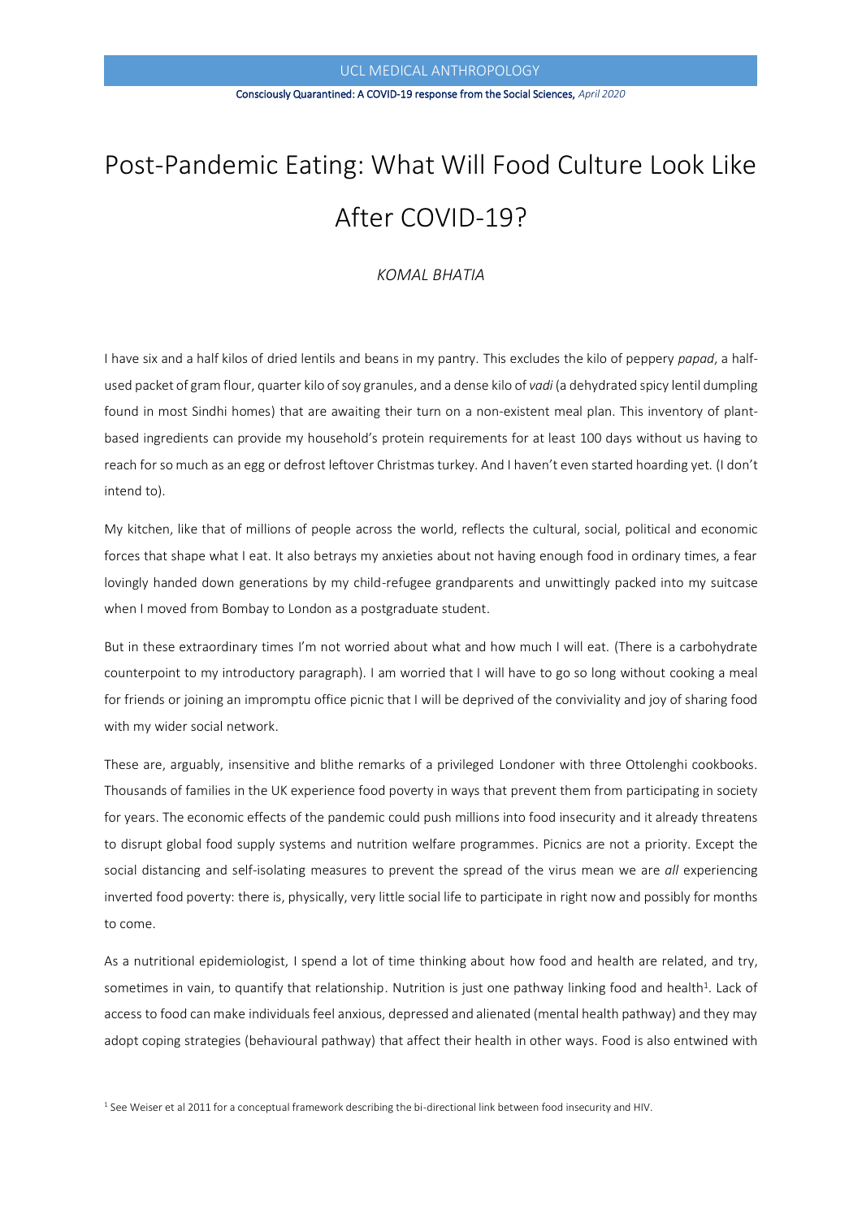# Post-Pandemic Eating: What Will Food Culture Look Like After COVID-19?

*KOMAL BHATIA*

I have six and a half kilos of dried lentils and beans in my pantry. This excludes the kilo of peppery *papad*, a half-used packet of gram flour, quarter kilo of soy granules, and a dense kilo of *vadi* (a dehydrated spicy lentil dumpling found in most Sindhi homes) that are awaiting their turn on a non-existent meal plan. This inventory of plant-based ingredients can provide my household's protein requirements for at least 100 days without us having to reach for so much as an egg or defrost leftover Christmas turkey. And I haven't even started hoarding yet. (I don't intend to).

My kitchen, like that of millions of people across the world, reflects the cultural, social, political and economic forces that shape what I eat. It also betrays my anxieties about not having enough food in ordinary times, a fear lovingly handed down generations by my child-refugee grandparents and unwittingly packed into my suitcase when I moved from Bombay to London as a postgraduate student.

But in these extraordinary times I'm not worried about what and how much I will eat. (There is a carbohydrate counterpoint to my introductory paragraph). I am worried that I will have to go so long without cooking a meal for friends or joining an impromptu office picnic that I will be deprived of the conviviality and joy of sharing food with my wider social network.

These are, arguably, insensitive and blithe remarks of a privileged Londoner with three Ottolenghi cookbooks. Thousands of families in the UK experience food poverty in ways that prevent them from participating in society for years. The economic effects of the pandemic could push millions into food insecurity and it already threatens to disrupt global food supply systems and nutrition welfare programmes. Picnics are not a priority. Except the social distancing and self-isolating measures to prevent the spread of the virus mean we are *all* experiencing inverted food poverty: there is, physically, very little social life to participate in right now and possibly for months to come.

As a nutritional epidemiologist, I spend a lot of time thinking about how food and health are related, and try, sometimes in vain, to quantify that relationship. Nutrition is just one pathway linking food and health[1]. Lack of access to food can make individuals feel anxious, depressed and alienated (mental health pathway) and they may adopt coping strategies (behavioural pathway) that affect their health in other ways. Food is also entwined with

[1] See Weiser et al 2011 for a conceptual framework describing the bi-directional link between food insecurity and HIV.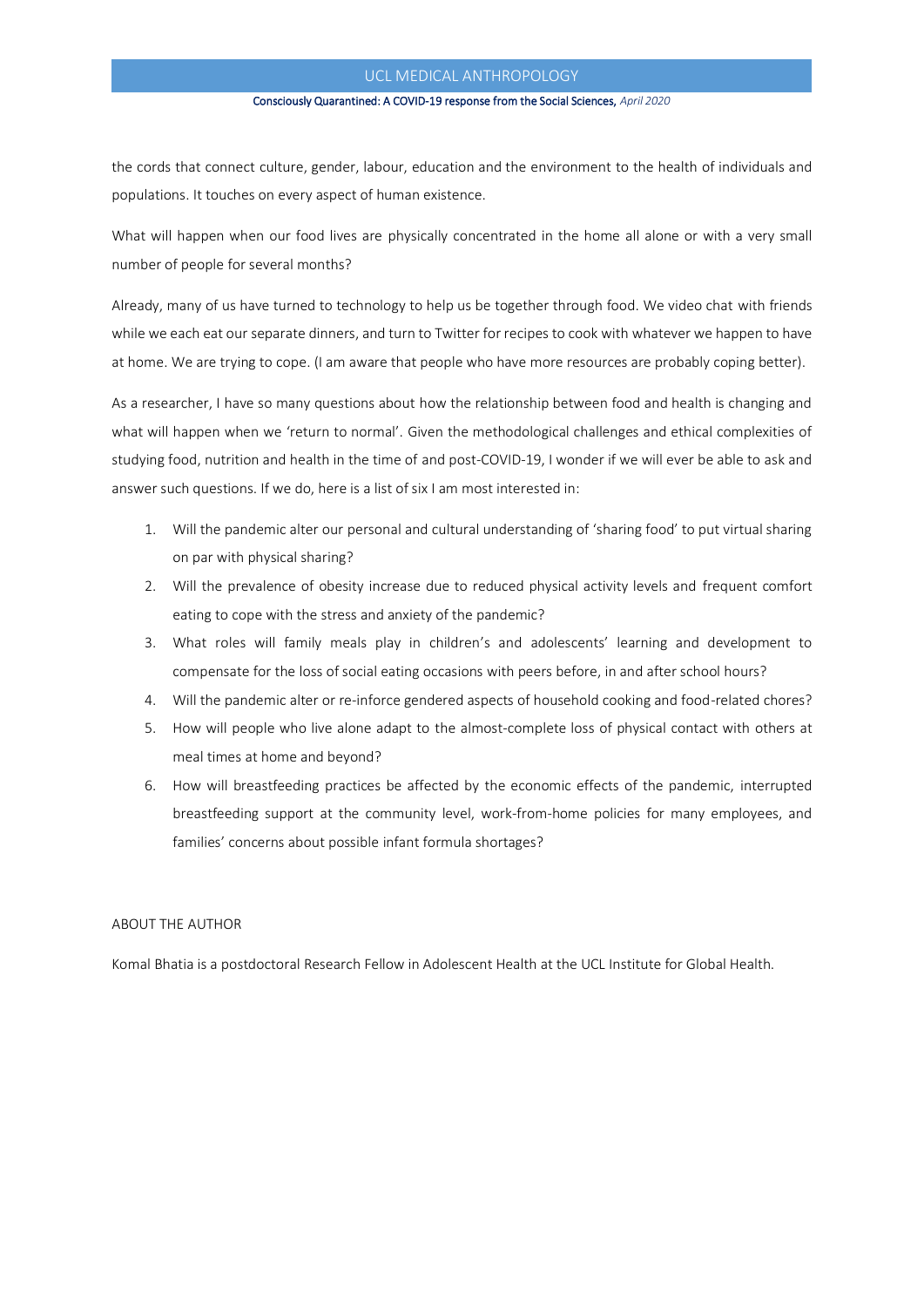the cords that connect culture, gender, labour, education and the environment to the health of individuals and populations. It touches on every aspect of human existence.

What will happen when our food lives are physically concentrated in the home all alone or with a very small number of people for several months?

Already, many of us have turned to technology to help us be together through food. We video chat with friends while we each eat our separate dinners, and turn to Twitter for recipes to cook with whatever we happen to have at home. We are trying to cope. (I am aware that people who have more resources are probably coping better).

As a researcher, I have so many questions about how the relationship between food and health is changing and what will happen when we 'return to normal'. Given the methodological challenges and ethical complexities of studying food, nutrition and health in the time of and post-COVID-19, I wonder if we will ever be able to ask and answer such questions. If we do, here is a list of six I am most interested in:

1. Will the pandemic alter our personal and cultural understanding of 'sharing food' to put virtual sharing on par with physical sharing?
2. Will the prevalence of obesity increase due to reduced physical activity levels and frequent comfort eating to cope with the stress and anxiety of the pandemic?
3. What roles will family meals play in children's and adolescents' learning and development to compensate for the loss of social eating occasions with peers before, in and after school hours?
4. Will the pandemic alter or re-inforce gendered aspects of household cooking and food-related chores?
5. How will people who live alone adapt to the almost-complete loss of physical contact with others at meal times at home and beyond?
6. How will breastfeeding practices be affected by the economic effects of the pandemic, interrupted breastfeeding support at the community level, work-from-home policies for many employees, and families' concerns about possible infant formula shortages?

ABOUT THE AUTHOR

Komal Bhatia is a postdoctoral Research Fellow in Adolescent Health at the UCL Institute for Global Health.